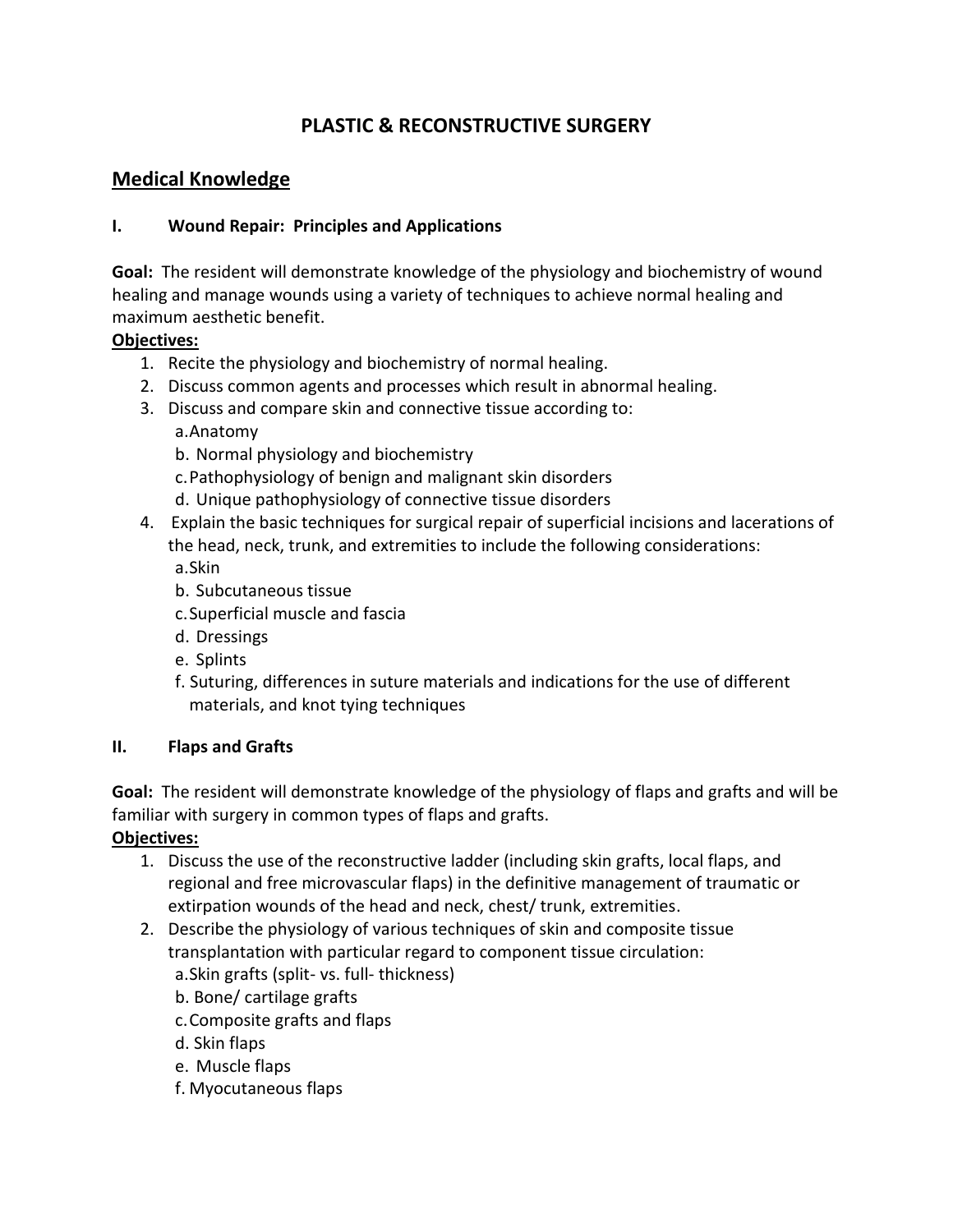# PLASTIC & RECONSTRUCTIVE SURGERY

## Medical Knowledge

### I. Wound Repair: Principles and Applications

**Goal:** The resident will demonstrate knowledge of the physiology and biochemistry of wound healing and manage wounds using a variety of techniques to achieve normal healing and maximum aesthetic benefit.

**Objectives:**

1. Recite the physiology and biochemistry of normal healing.
2. Discuss common agents and processes which result in abnormal healing.
3. Discuss and compare skin and connective tissue according to:
   a. Anatomy
   b. Normal physiology and biochemistry
   c. Pathophysiology of benign and malignant skin disorders
   d. Unique pathophysiology of connective tissue disorders
4. Explain the basic techniques for surgical repair of superficial incisions and lacerations of the head, neck, trunk, and extremities to include the following considerations:
   a. Skin
   b. Subcutaneous tissue
   c. Superficial muscle and fascia
   d. Dressings
   e. Splints
   f. Suturing, differences in suture materials and indications for the use of different materials, and knot tying techniques

### II. Flaps and Grafts

**Goal:** The resident will demonstrate knowledge of the physiology of flaps and grafts and will be familiar with surgery in common types of flaps and grafts.

**Objectives:**

1. Discuss the use of the reconstructive ladder (including skin grafts, local flaps, and regional and free microvascular flaps) in the definitive management of traumatic or extirpation wounds of the head and neck, chest/ trunk, extremities.
2. Describe the physiology of various techniques of skin and composite tissue transplantation with particular regard to component tissue circulation:
   a. Skin grafts (split- vs. full- thickness)
   b. Bone/ cartilage grafts
   c. Composite grafts and flaps
   d. Skin flaps
   e. Muscle flaps
   f. Myocutaneous flaps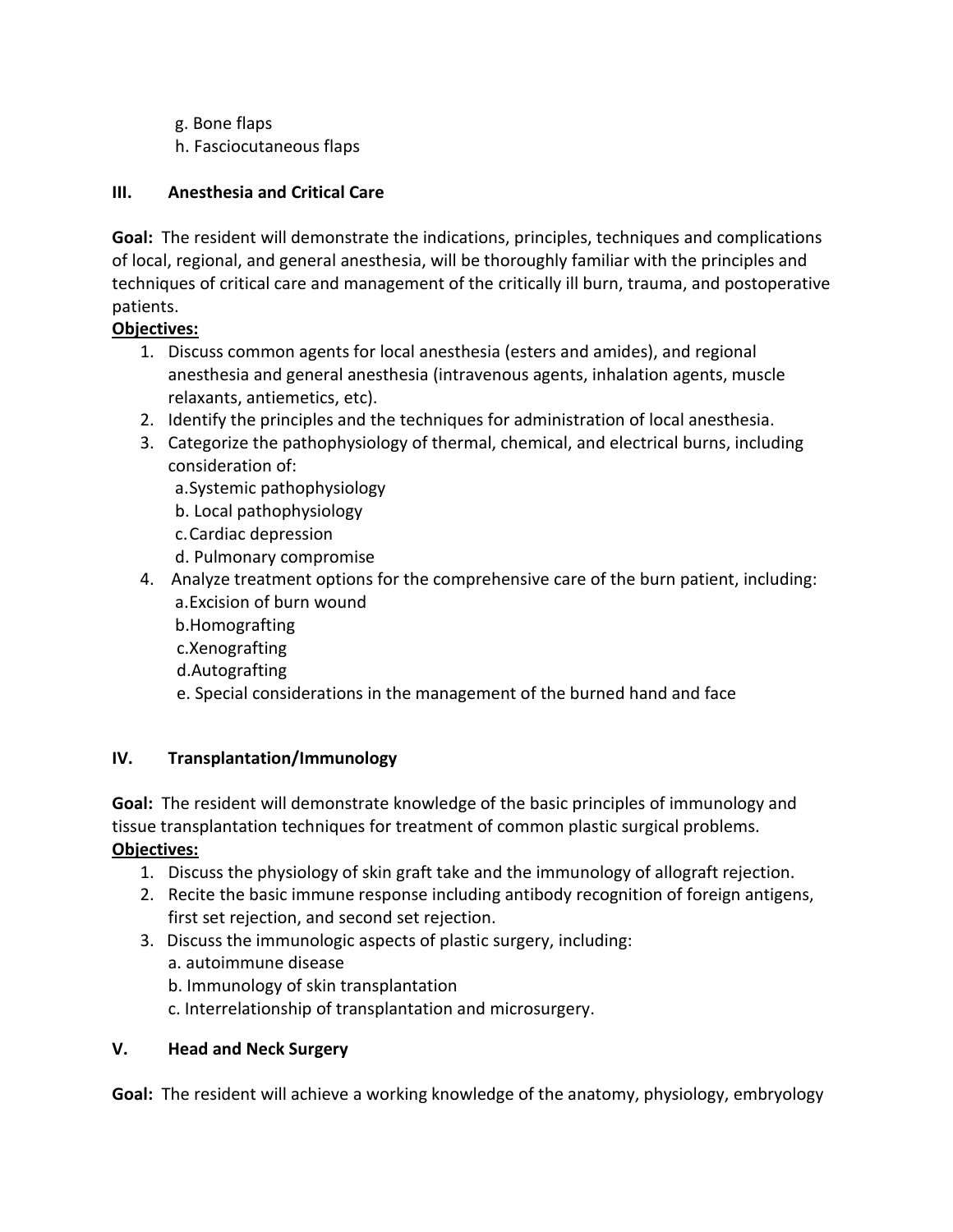g. Bone flaps
h. Fasciocutaneous flaps

## III. Anesthesia and Critical Care

**Goal:** The resident will demonstrate the indications, principles, techniques and complications of local, regional, and general anesthesia, will be thoroughly familiar with the principles and techniques of critical care and management of the critically ill burn, trauma, and postoperative patients.

**Objectives:**

1. Discuss common agents for local anesthesia (esters and amides), and regional anesthesia and general anesthesia (intravenous agents, inhalation agents, muscle relaxants, antiemetics, etc).
2. Identify the principles and the techniques for administration of local anesthesia.
3. Categorize the pathophysiology of thermal, chemical, and electrical burns, including consideration of:
   a. Systemic pathophysiology
   b. Local pathophysiology
   c. Cardiac depression
   d. Pulmonary compromise
4. Analyze treatment options for the comprehensive care of the burn patient, including:
   a. Excision of burn wound
   b. Homografting
   c. Xenografting
   d. Autografting
   e. Special considerations in the management of the burned hand and face

## IV. Transplantation/Immunology

**Goal:** The resident will demonstrate knowledge of the basic principles of immunology and tissue transplantation techniques for treatment of common plastic surgical problems.

**Objectives:**

1. Discuss the physiology of skin graft take and the immunology of allograft rejection.
2. Recite the basic immune response including antibody recognition of foreign antigens, first set rejection, and second set rejection.
3. Discuss the immunologic aspects of plastic surgery, including:
   a. autoimmune disease
   b. Immunology of skin transplantation
   c. Interrelationship of transplantation and microsurgery.

## V. Head and Neck Surgery

**Goal:** The resident will achieve a working knowledge of the anatomy, physiology, embryology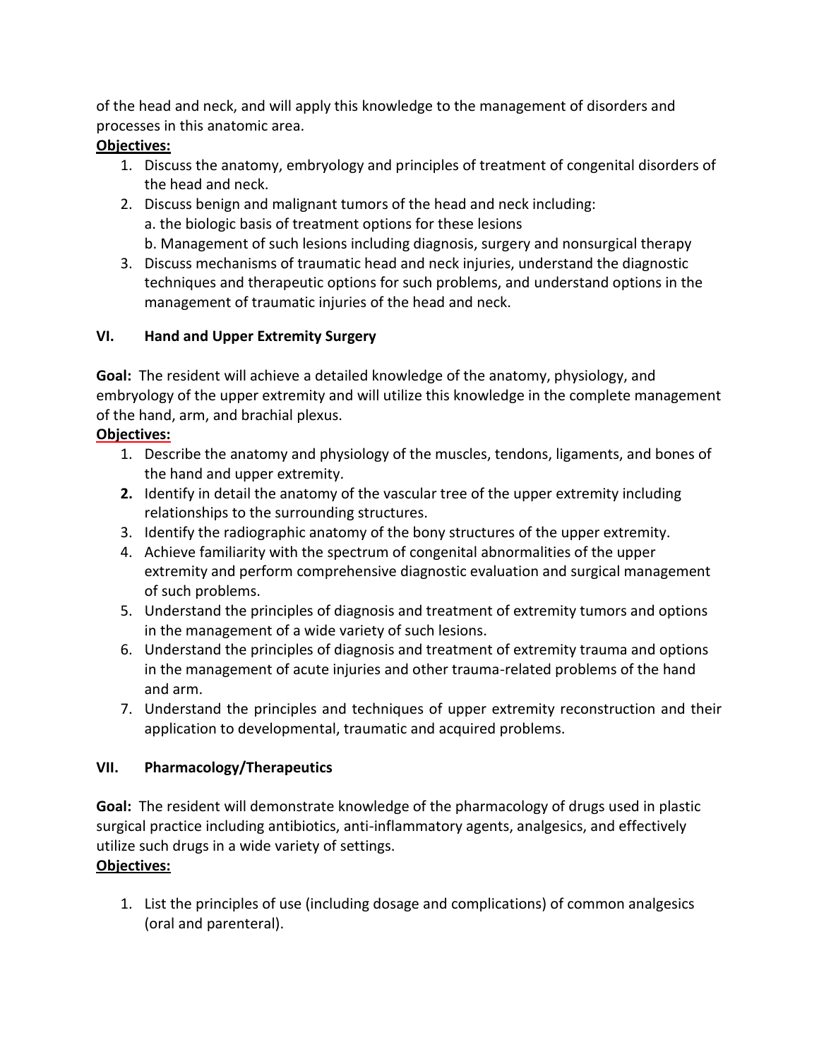of the head and neck, and will apply this knowledge to the management of disorders and processes in this anatomic area.

**Objectives:**

1. Discuss the anatomy, embryology and principles of treatment of congenital disorders of the head and neck.
2. Discuss benign and malignant tumors of the head and neck including:
   a. the biologic basis of treatment options for these lesions
   b. Management of such lesions including diagnosis, surgery and nonsurgical therapy
3. Discuss mechanisms of traumatic head and neck injuries, understand the diagnostic techniques and therapeutic options for such problems, and understand options in the management of traumatic injuries of the head and neck.

## VI. Hand and Upper Extremity Surgery

**Goal:** The resident will achieve a detailed knowledge of the anatomy, physiology, and embryology of the upper extremity and will utilize this knowledge in the complete management of the hand, arm, and brachial plexus.

**Objectives:**

1. Describe the anatomy and physiology of the muscles, tendons, ligaments, and bones of the hand and upper extremity.
2. Identify in detail the anatomy of the vascular tree of the upper extremity including relationships to the surrounding structures.
3. Identify the radiographic anatomy of the bony structures of the upper extremity.
4. Achieve familiarity with the spectrum of congenital abnormalities of the upper extremity and perform comprehensive diagnostic evaluation and surgical management of such problems.
5. Understand the principles of diagnosis and treatment of extremity tumors and options in the management of a wide variety of such lesions.
6. Understand the principles of diagnosis and treatment of extremity trauma and options in the management of acute injuries and other trauma-related problems of the hand and arm.
7. Understand the principles and techniques of upper extremity reconstruction and their application to developmental, traumatic and acquired problems.

## VII. Pharmacology/Therapeutics

**Goal:** The resident will demonstrate knowledge of the pharmacology of drugs used in plastic surgical practice including antibiotics, anti-inflammatory agents, analgesics, and effectively utilize such drugs in a wide variety of settings.

**Objectives:**

1. List the principles of use (including dosage and complications) of common analgesics (oral and parenteral).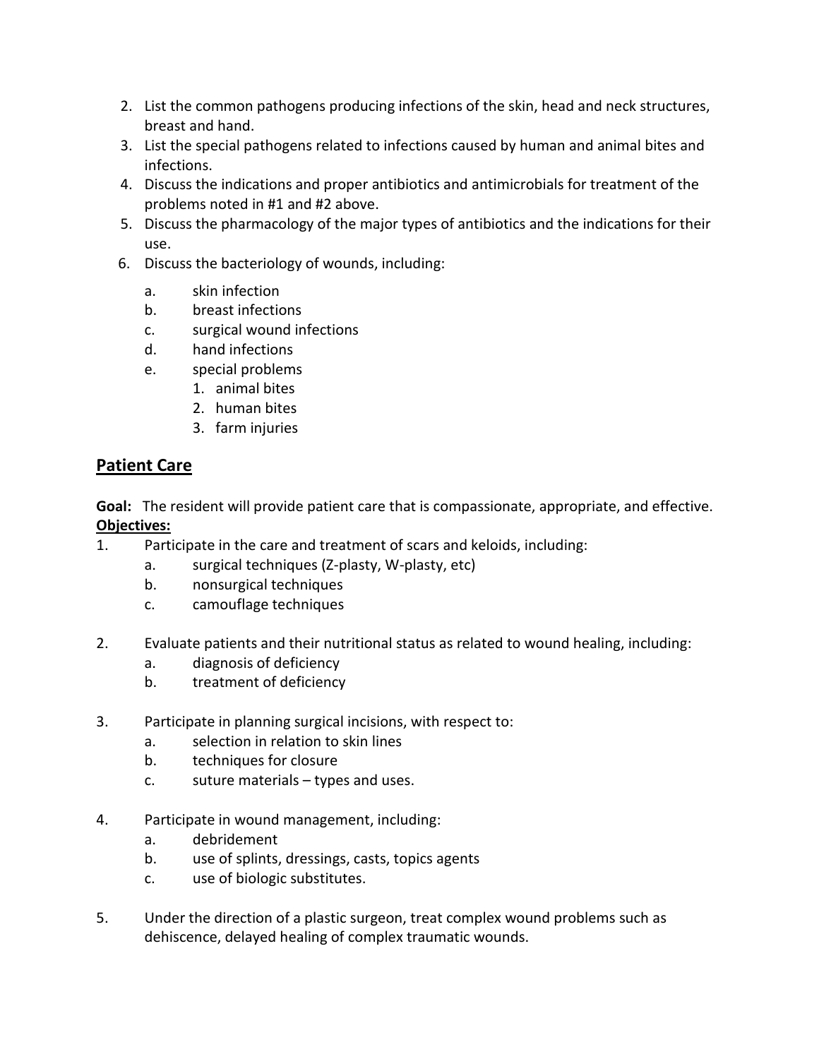2. List the common pathogens producing infections of the skin, head and neck structures, breast and hand.
3. List the special pathogens related to infections caused by human and animal bites and infections.
4. Discuss the indications and proper antibiotics and antimicrobials for treatment of the problems noted in #1 and #2 above.
5. Discuss the pharmacology of the major types of antibiotics and the indications for their use.
6. Discuss the bacteriology of wounds, including:
    - a. skin infection
    - b. breast infections
    - c. surgical wound infections
    - d. hand infections
    - e. special problems
        1. animal bites
        2. human bites
        3. farm injuries

## Patient Care

**Goal:** The resident will provide patient care that is compassionate, appropriate, and effective.

**Objectives:**

1. Participate in the care and treatment of scars and keloids, including:
    - a. surgical techniques (Z-plasty, W-plasty, etc)
    - b. nonsurgical techniques
    - c. camouflage techniques

2. Evaluate patients and their nutritional status as related to wound healing, including:
    - a. diagnosis of deficiency
    - b. treatment of deficiency

3. Participate in planning surgical incisions, with respect to:
    - a. selection in relation to skin lines
    - b. techniques for closure
    - c. suture materials – types and uses.

4. Participate in wound management, including:
    - a. debridement
    - b. use of splints, dressings, casts, topics agents
    - c. use of biologic substitutes.

5. Under the direction of a plastic surgeon, treat complex wound problems such as dehiscence, delayed healing of complex traumatic wounds.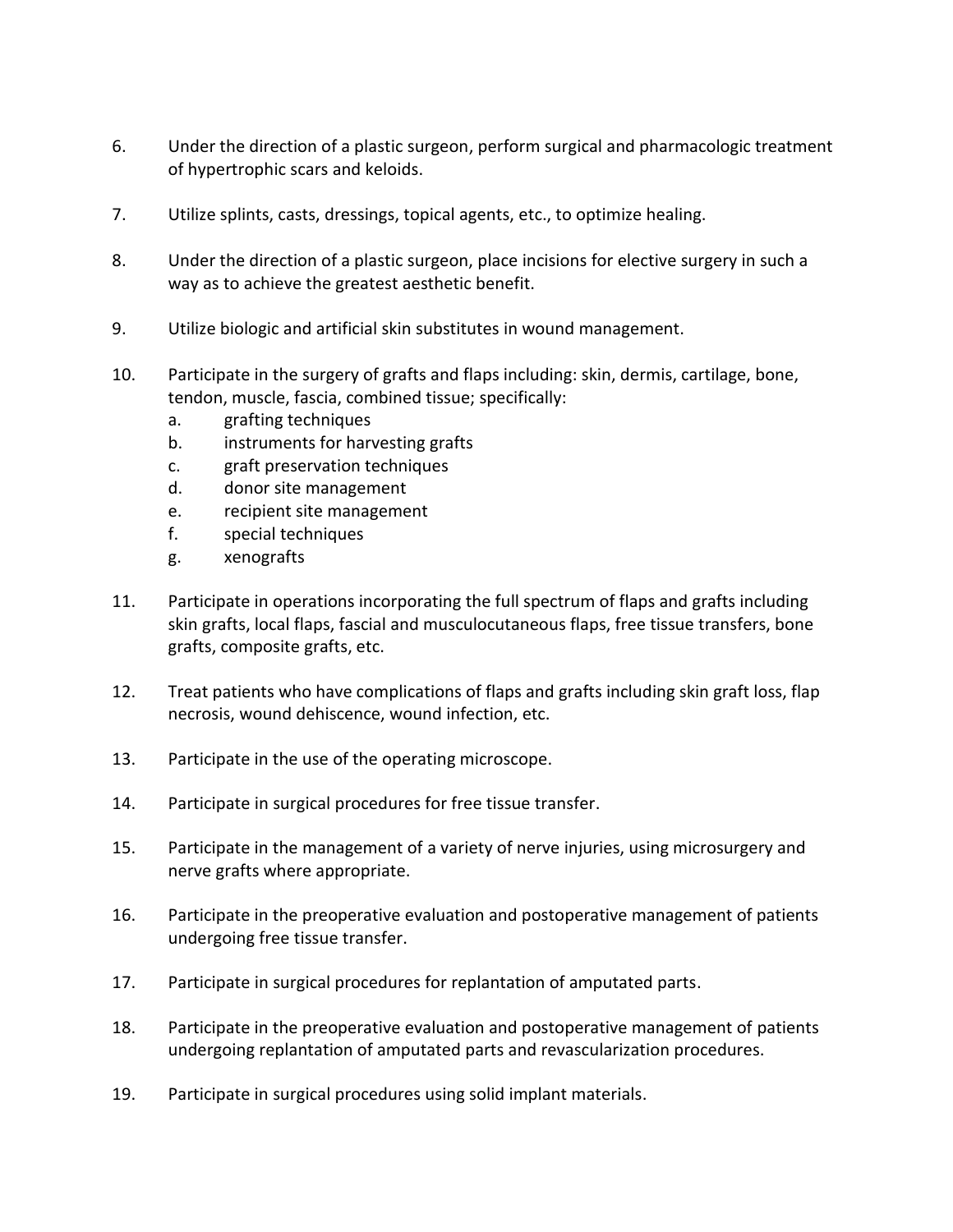6. Under the direction of a plastic surgeon, perform surgical and pharmacologic treatment of hypertrophic scars and keloids.

7. Utilize splints, casts, dressings, topical agents, etc., to optimize healing.

8. Under the direction of a plastic surgeon, place incisions for elective surgery in such a way as to achieve the greatest aesthetic benefit.

9. Utilize biologic and artificial skin substitutes in wound management.

10. Participate in the surgery of grafts and flaps including: skin, dermis, cartilage, bone, tendon, muscle, fascia, combined tissue; specifically:
    a. grafting techniques
    b. instruments for harvesting grafts
    c. graft preservation techniques
    d. donor site management
    e. recipient site management
    f. special techniques
    g. xenografts

11. Participate in operations incorporating the full spectrum of flaps and grafts including skin grafts, local flaps, fascial and musculocutaneous flaps, free tissue transfers, bone grafts, composite grafts, etc.

12. Treat patients who have complications of flaps and grafts including skin graft loss, flap necrosis, wound dehiscence, wound infection, etc.

13. Participate in the use of the operating microscope.

14. Participate in surgical procedures for free tissue transfer.

15. Participate in the management of a variety of nerve injuries, using microsurgery and nerve grafts where appropriate.

16. Participate in the preoperative evaluation and postoperative management of patients undergoing free tissue transfer.

17. Participate in surgical procedures for replantation of amputated parts.

18. Participate in the preoperative evaluation and postoperative management of patients undergoing replantation of amputated parts and revascularization procedures.

19. Participate in surgical procedures using solid implant materials.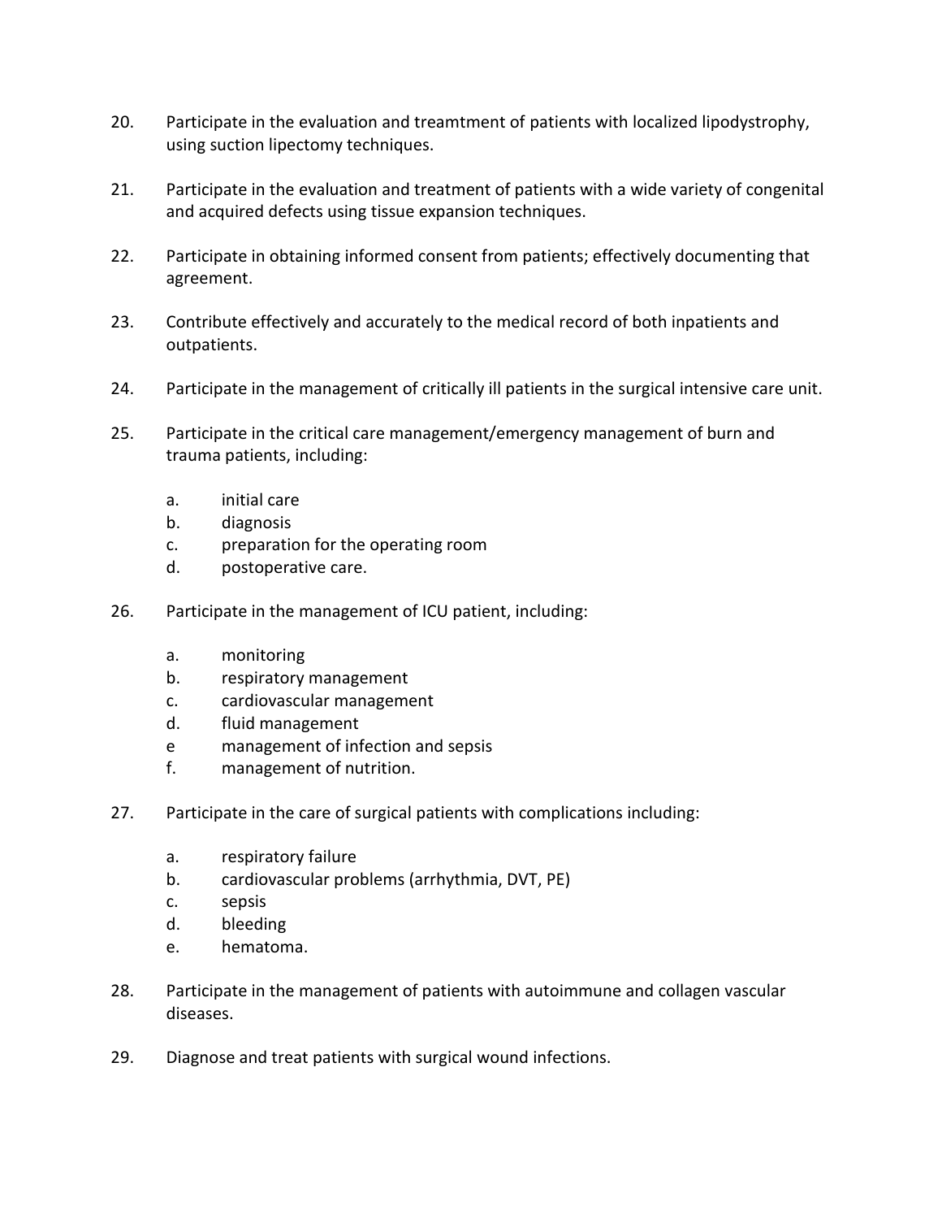20. Participate in the evaluation and treamtment of patients with localized lipodystrophy, using suction lipectomy techniques.

21. Participate in the evaluation and treatment of patients with a wide variety of congenital and acquired defects using tissue expansion techniques.

22. Participate in obtaining informed consent from patients; effectively documenting that agreement.

23. Contribute effectively and accurately to the medical record of both inpatients and outpatients.

24. Participate in the management of critically ill patients in the surgical intensive care unit.

25. Participate in the critical care management/emergency management of burn and trauma patients, including:

    a. initial care
    b. diagnosis
    c. preparation for the operating room
    d. postoperative care.

26. Participate in the management of ICU patient, including:

    a. monitoring
    b. respiratory management
    c. cardiovascular management
    d. fluid management
    e management of infection and sepsis
    f. management of nutrition.

27. Participate in the care of surgical patients with complications including:

    a. respiratory failure
    b. cardiovascular problems (arrhythmia, DVT, PE)
    c. sepsis
    d. bleeding
    e. hematoma.

28. Participate in the management of patients with autoimmune and collagen vascular diseases.

29. Diagnose and treat patients with surgical wound infections.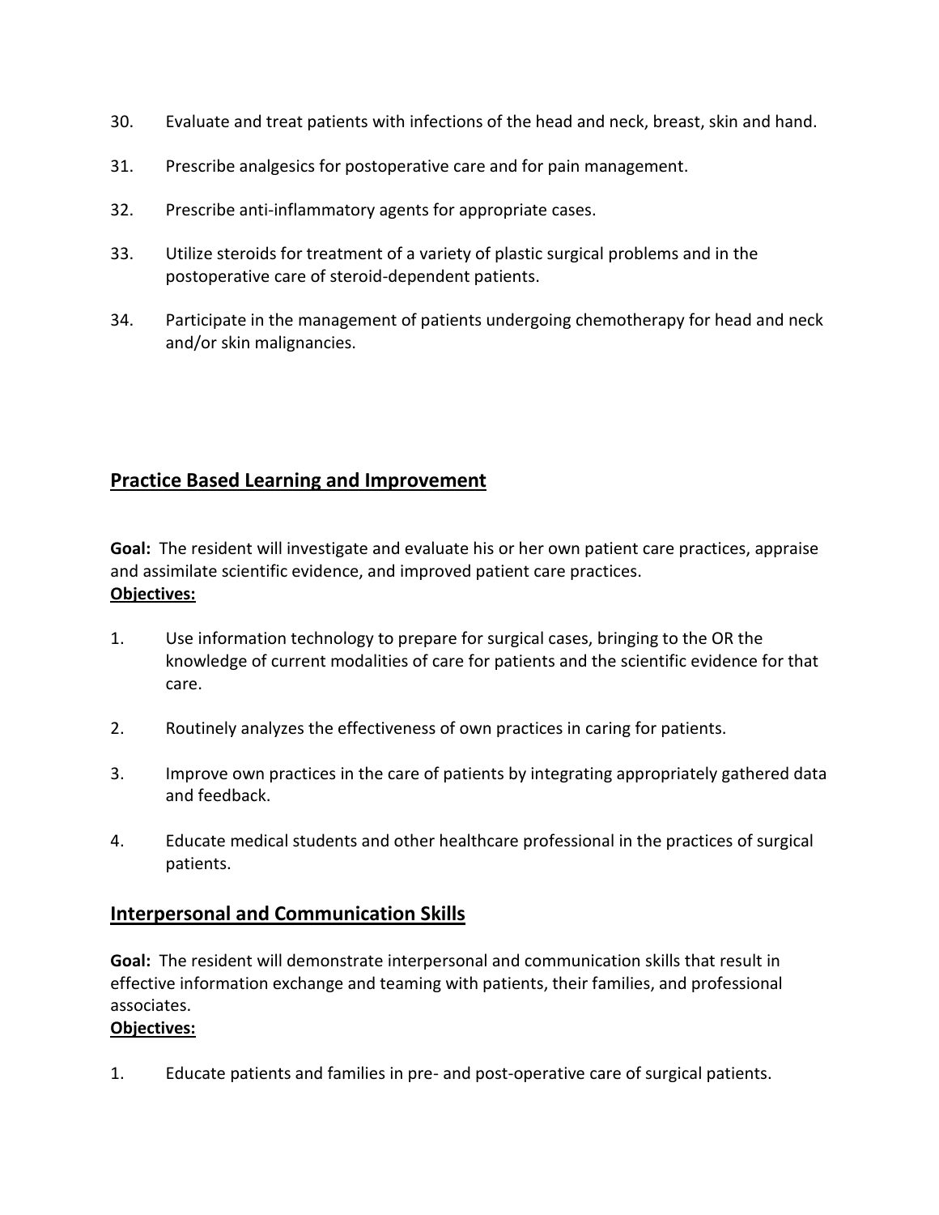30. Evaluate and treat patients with infections of the head and neck, breast, skin and hand.

31. Prescribe analgesics for postoperative care and for pain management.

32. Prescribe anti-inflammatory agents for appropriate cases.

33. Utilize steroids for treatment of a variety of plastic surgical problems and in the postoperative care of steroid-dependent patients.

34. Participate in the management of patients undergoing chemotherapy for head and neck and/or skin malignancies.

## Practice Based Learning and Improvement

**Goal:** The resident will investigate and evaluate his or her own patient care practices, appraise and assimilate scientific evidence, and improved patient care practices.

**Objectives:**

1. Use information technology to prepare for surgical cases, bringing to the OR the knowledge of current modalities of care for patients and the scientific evidence for that care.

2. Routinely analyzes the effectiveness of own practices in caring for patients.

3. Improve own practices in the care of patients by integrating appropriately gathered data and feedback.

4. Educate medical students and other healthcare professional in the practices of surgical patients.

## Interpersonal and Communication Skills

**Goal:** The resident will demonstrate interpersonal and communication skills that result in effective information exchange and teaming with patients, their families, and professional associates.

**Objectives:**

1. Educate patients and families in pre- and post-operative care of surgical patients.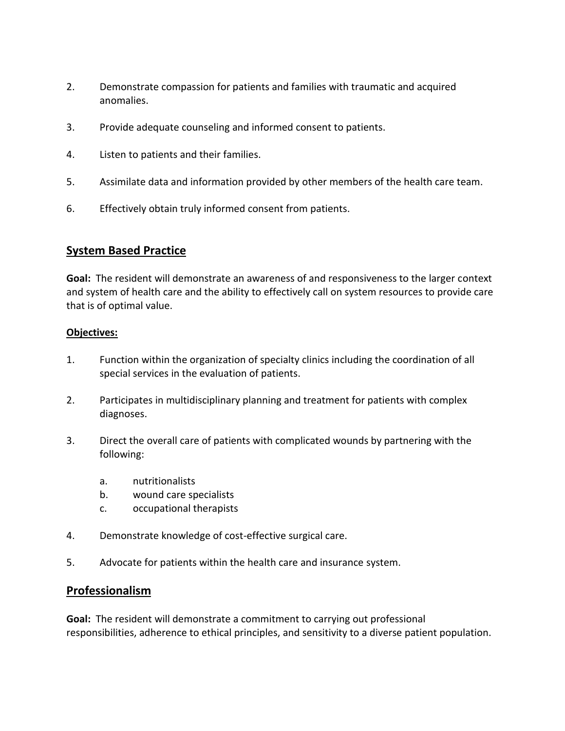2. Demonstrate compassion for patients and families with traumatic and acquired anomalies.

3. Provide adequate counseling and informed consent to patients.

4. Listen to patients and their families.

5. Assimilate data and information provided by other members of the health care team.

6. Effectively obtain truly informed consent from patients.

## System Based Practice

**Goal:** The resident will demonstrate an awareness of and responsiveness to the larger context and system of health care and the ability to effectively call on system resources to provide care that is of optimal value.

**Objectives:**

1. Function within the organization of specialty clinics including the coordination of all special services in the evaluation of patients.

2. Participates in multidisciplinary planning and treatment for patients with complex diagnoses.

3. Direct the overall care of patients with complicated wounds by partnering with the following:

   a. nutritionalists
   b. wound care specialists
   c. occupational therapists

4. Demonstrate knowledge of cost-effective surgical care.

5. Advocate for patients within the health care and insurance system.

## Professionalism

**Goal:** The resident will demonstrate a commitment to carrying out professional responsibilities, adherence to ethical principles, and sensitivity to a diverse patient population.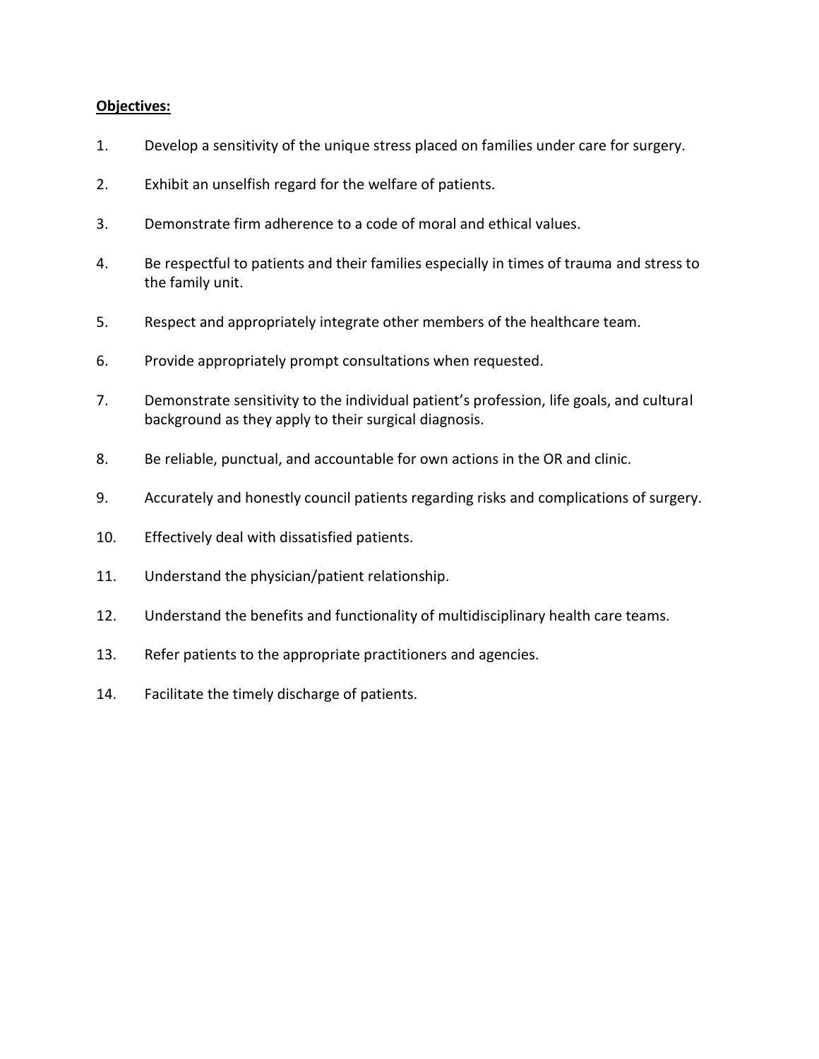**Objectives:**

1. Develop a sensitivity of the unique stress placed on families under care for surgery.
2. Exhibit an unselfish regard for the welfare of patients.
3. Demonstrate firm adherence to a code of moral and ethical values.
4. Be respectful to patients and their families especially in times of trauma and stress to the family unit.
5. Respect and appropriately integrate other members of the healthcare team.
6. Provide appropriately prompt consultations when requested.
7. Demonstrate sensitivity to the individual patient's profession, life goals, and cultural background as they apply to their surgical diagnosis.
8. Be reliable, punctual, and accountable for own actions in the OR and clinic.
9. Accurately and honestly council patients regarding risks and complications of surgery.
10. Effectively deal with dissatisfied patients.
11. Understand the physician/patient relationship.
12. Understand the benefits and functionality of multidisciplinary health care teams.
13. Refer patients to the appropriate practitioners and agencies.
14. Facilitate the timely discharge of patients.